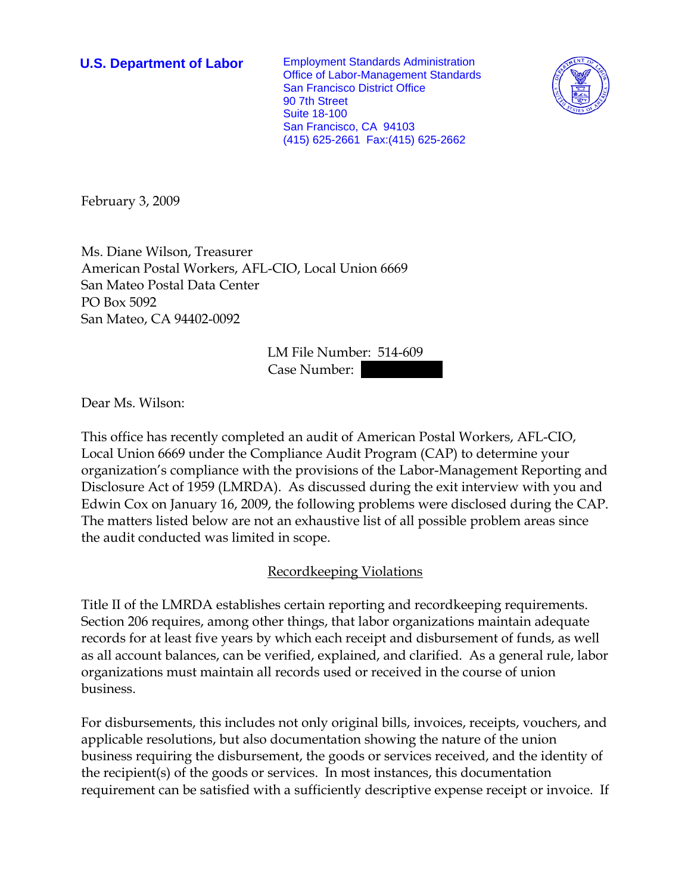**U.S. Department of Labor**

Employment Standards Administration
Office of Labor-Management Standards
San Francisco District Office
90 7th Street
Suite 18-100
San Francisco, CA 94103
(415) 625-2661 Fax:(415) 625-2662

February 3, 2009

Ms. Diane Wilson, Treasurer
American Postal Workers, AFL-CIO, Local Union 6669
San Mateo Postal Data Center
PO Box 5092
San Mateo, CA 94402-0092

LM File Number: 514-609
Case Number:

Dear Ms. Wilson:

This office has recently completed an audit of American Postal Workers, AFL-CIO, Local Union 6669 under the Compliance Audit Program (CAP) to determine your organization's compliance with the provisions of the Labor-Management Reporting and Disclosure Act of 1959 (LMRDA). As discussed during the exit interview with you and Edwin Cox on January 16, 2009, the following problems were disclosed during the CAP. The matters listed below are not an exhaustive list of all possible problem areas since the audit conducted was limited in scope.

## Recordkeeping Violations

Title II of the LMRDA establishes certain reporting and recordkeeping requirements. Section 206 requires, among other things, that labor organizations maintain adequate records for at least five years by which each receipt and disbursement of funds, as well as all account balances, can be verified, explained, and clarified. As a general rule, labor organizations must maintain all records used or received in the course of union business.

For disbursements, this includes not only original bills, invoices, receipts, vouchers, and applicable resolutions, but also documentation showing the nature of the union business requiring the disbursement, the goods or services received, and the identity of the recipient(s) of the goods or services. In most instances, this documentation requirement can be satisfied with a sufficiently descriptive expense receipt or invoice. If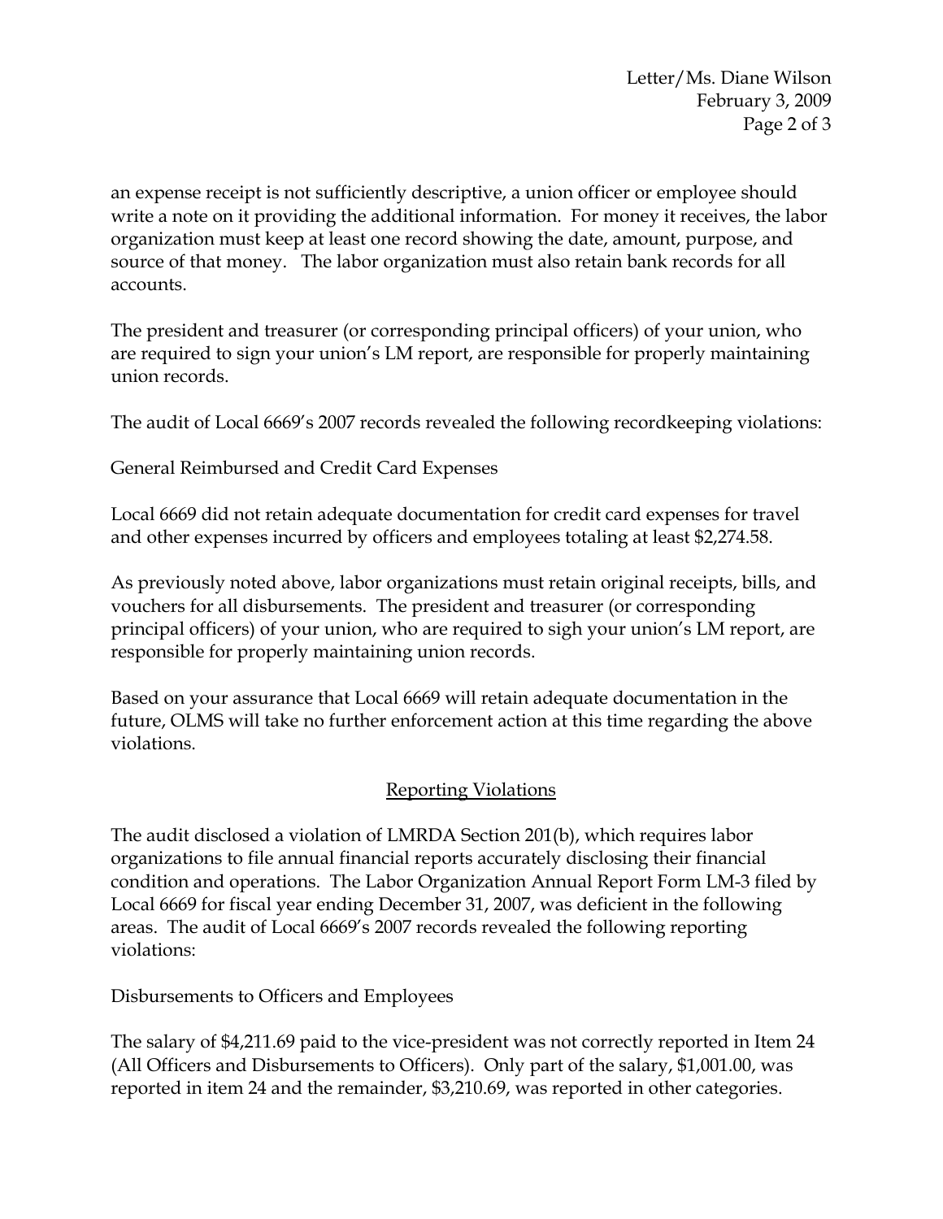an expense receipt is not sufficiently descriptive, a union officer or employee should write a note on it providing the additional information. For money it receives, the labor organization must keep at least one record showing the date, amount, purpose, and source of that money. The labor organization must also retain bank records for all accounts.

The president and treasurer (or corresponding principal officers) of your union, who are required to sign your union's LM report, are responsible for properly maintaining union records.

The audit of Local 6669's 2007 records revealed the following recordkeeping violations:

General Reimbursed and Credit Card Expenses

Local 6669 did not retain adequate documentation for credit card expenses for travel and other expenses incurred by officers and employees totaling at least $2,274.58.

As previously noted above, labor organizations must retain original receipts, bills, and vouchers for all disbursements. The president and treasurer (or corresponding principal officers) of your union, who are required to sigh your union's LM report, are responsible for properly maintaining union records.

Based on your assurance that Local 6669 will retain adequate documentation in the future, OLMS will take no further enforcement action at this time regarding the above violations.

## Reporting Violations

The audit disclosed a violation of LMRDA Section 201(b), which requires labor organizations to file annual financial reports accurately disclosing their financial condition and operations. The Labor Organization Annual Report Form LM-3 filed by Local 6669 for fiscal year ending December 31, 2007, was deficient in the following areas. The audit of Local 6669's 2007 records revealed the following reporting violations:

Disbursements to Officers and Employees

The salary of $4,211.69 paid to the vice-president was not correctly reported in Item 24 (All Officers and Disbursements to Officers). Only part of the salary, $1,001.00, was reported in item 24 and the remainder, $3,210.69, was reported in other categories.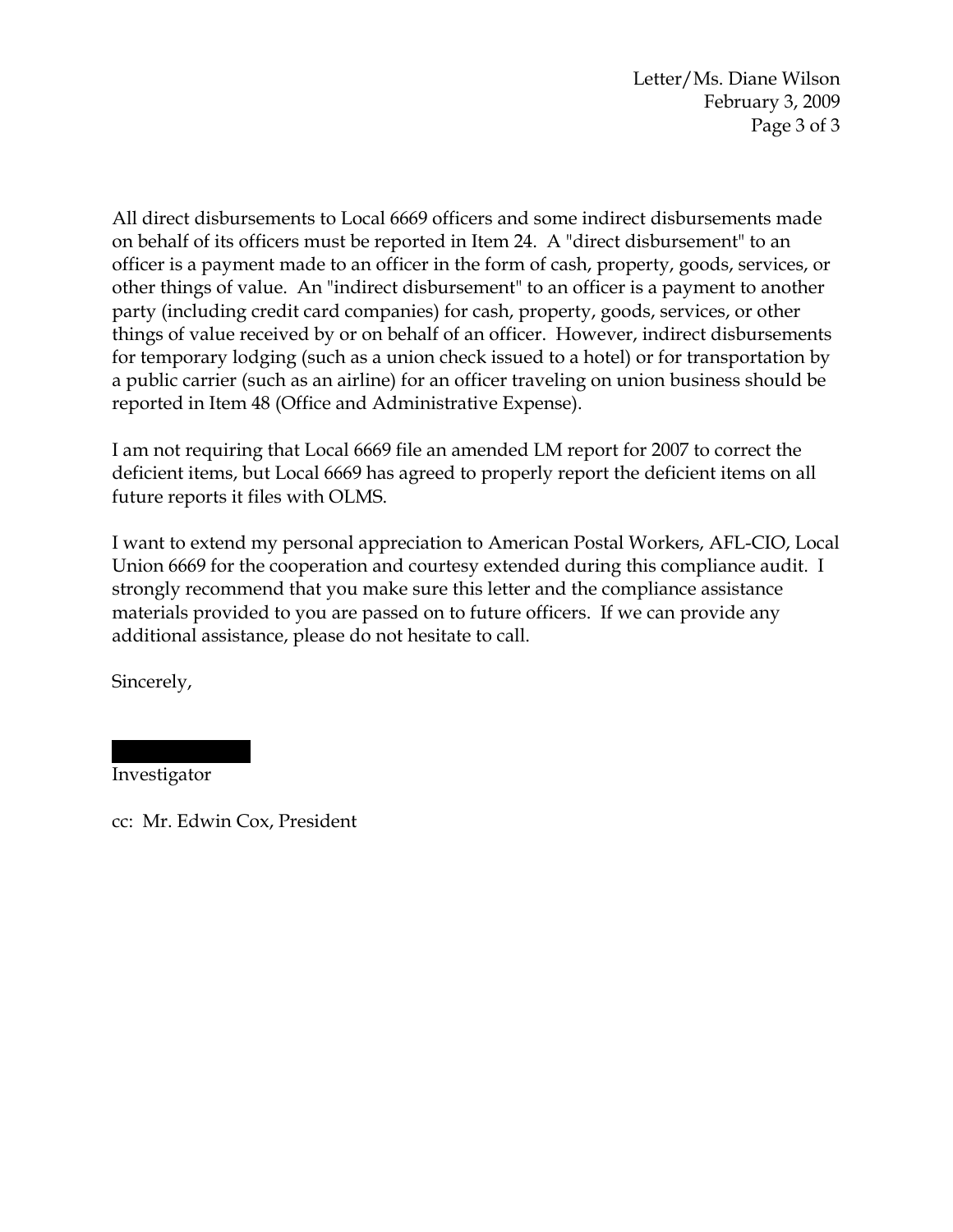All direct disbursements to Local 6669 officers and some indirect disbursements made on behalf of its officers must be reported in Item 24. A "direct disbursement" to an officer is a payment made to an officer in the form of cash, property, goods, services, or other things of value. An "indirect disbursement" to an officer is a payment to another party (including credit card companies) for cash, property, goods, services, or other things of value received by or on behalf of an officer. However, indirect disbursements for temporary lodging (such as a union check issued to a hotel) or for transportation by a public carrier (such as an airline) for an officer traveling on union business should be reported in Item 48 (Office and Administrative Expense).

I am not requiring that Local 6669 file an amended LM report for 2007 to correct the deficient items, but Local 6669 has agreed to properly report the deficient items on all future reports it files with OLMS.

I want to extend my personal appreciation to American Postal Workers, AFL-CIO, Local Union 6669 for the cooperation and courtesy extended during this compliance audit. I strongly recommend that you make sure this letter and the compliance assistance materials provided to you are passed on to future officers. If we can provide any additional assistance, please do not hesitate to call.

Sincerely,

Investigator

cc: Mr. Edwin Cox, President